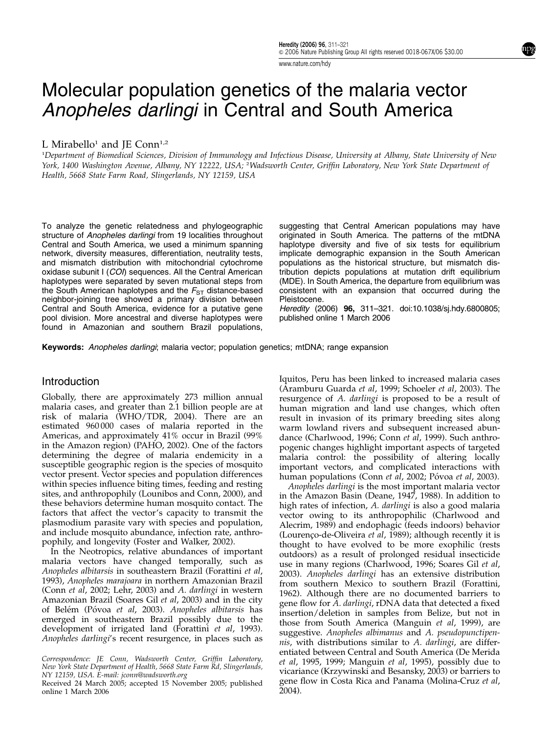# Molecular population genetics of the malaria vector *Anopheles darlingi* in Central and South America

L Mirabello[1] and JE Conn[1,2]

[1]Department of Biomedical Sciences, Division of Immunology and Infectious Disease, University at Albany, State University of New York, 1400 Washington Avenue, Albany, NY 12222, USA; [2]Wadsworth Center, Griffin Laboratory, New York State Department of Health, 5668 State Farm Road, Slingerlands, NY 12159, USA

To analyze the genetic relatedness and phylogeographic structure of *Anopheles darlingi* from 19 localities throughout Central and South America, we used a minimum spanning network, diversity measures, differentiation, neutrality tests, and mismatch distribution with mitochondrial cytochrome oxidase subunit I (*COI*) sequences. All the Central American haplotypes were separated by seven mutational steps from the South American haplotypes and the $F_{ST}$ distance-based neighbor-joining tree showed a primary division between Central and South America, evidence for a putative gene pool division. More ancestral and diverse haplotypes were found in Amazonian and southern Brazil populations, suggesting that Central American populations may have originated in South America. The patterns of the mtDNA haplotype diversity and five of six tests for equilibrium implicate demographic expansion in the South American populations as the historical structure, but mismatch distribution depicts populations at mutation drift equilibrium (MDE). In South America, the departure from equilibrium was consistent with an expansion that occurred during the Pleistocene.

*Heredity* (2006) **96,** 311–321. doi:10.1038/sj.hdy.6800805; published online 1 March 2006

**Keywords:** *Anopheles darlingi*; malaria vector; population genetics; mtDNA; range expansion

## Introduction

Globally, there are approximately 273 million annual malaria cases, and greater than 2.1 billion people are at risk of malaria (WHO/TDR, 2004). There are an estimated 960 000 cases of malaria reported in the Americas, and approximately 41% occur in Brazil (99% in the Amazon region) (PAHO, 2002). One of the factors determining the degree of malaria endemicity in a susceptible geographic region is the species of mosquito vector present. Vector species and population differences within species influence biting times, feeding and resting sites, and anthropophily (Lounibos and Conn, 2000), and these behaviors determine human mosquito contact. The factors that affect the vector's capacity to transmit the plasmodium parasite vary with species and population, and include mosquito abundance, infection rate, anthropophily, and longevity (Foster and Walker, 2002).

In the Neotropics, relative abundances of important malaria vectors have changed temporally, such as *Anopheles albitarsis* in southeastern Brazil (Forattini *et al*, 1993), *Anopheles marajoara* in northern Amazonian Brazil (Conn *et al*, 2002; Lehr, 2003) and *A. darlingi* in western Amazonian Brazil (Soares Gil *et al*, 2003) and in the city of Belém (Póvoa *et al*, 2003). *Anopheles albitarsis* has emerged in southeastern Brazil possibly due to the development of irrigated land (Forattini *et al*, 1993). *Anopheles darlingi*'s recent resurgence, in places such as Iquitos, Peru has been linked to increased malaria cases (Aramburu Guarda *et al*, 1999; Schoeler *et al*, 2003). The resurgence of *A. darlingi* is proposed to be a result of human migration and land use changes, which often result in invasion of its primary breeding sites along warm lowland rivers and subsequent increased abundance (Charlwood, 1996; Conn *et al*, 1999). Such anthropogenic changes highlight important aspects of targeted malaria control: the possibility of altering locally important vectors, and complicated interactions with human populations (Conn *et al*, 2002; Póvoa *et al*, 2003).

*Anopheles darlingi* is the most important malaria vector in the Amazon Basin (Deane, 1947, 1988). In addition to high rates of infection, *A. darlingi* is also a good malaria vector owing to its anthropophilic (Charlwood and Alecrim, 1989) and endophagic (feeds indoors) behavior (Lourenço-de-Oliveira *et al*, 1989); although recently it is thought to have evolved to be more exophilic (rests outdoors) as a result of prolonged residual insecticide use in many regions (Charlwood, 1996; Soares Gil *et al*, 2003). *Anopheles darlingi* has an extensive distribution from southern Mexico to southern Brazil (Forattini, 1962). Although there are no documented barriers to gene flow for *A. darlingi*, rDNA data that detected a fixed insertion/deletion in samples from Belize, but not in those from South America (Manguin *et al*, 1999), are suggestive. *Anopheles albimanus* and *A. pseudopunctipennis*, with distributions similar to *A. darlingi*, are differentiated between Central and South America (De Merida *et al*, 1995, 1999; Manguin *et al*, 1995), possibly due to vicariance (Krzywinski and Besansky, 2003) or barriers to gene flow in Costa Rica and Panama (Molina-Cruz *et al*, 2004).

Correspondence: JE Conn, Wadsworth Center, Griffin Laboratory, New York State Department of Health, 5668 State Farm Rd, Slingerlands, NY 12159, USA. E-mail: jconn@wadsworth.org

Received 24 March 2005; accepted 15 November 2005; published online 1 March 2006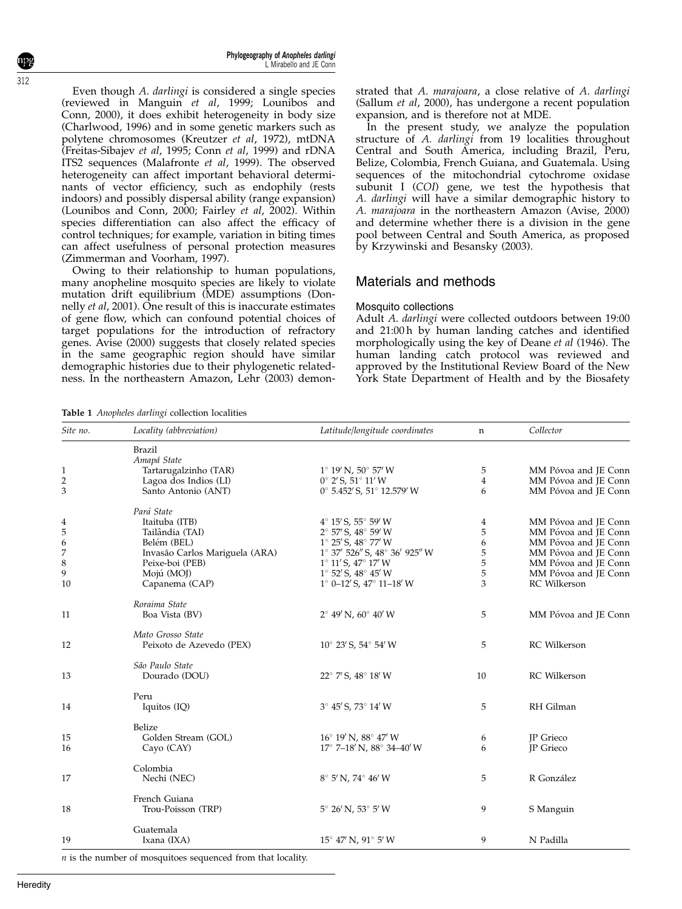Even though *A. darlingi* is considered a single species (reviewed in Manguin *et al*, 1999; Lounibos and Conn, 2000), it does exhibit heterogeneity in body size (Charlwood, 1996) and in some genetic markers such as polytene chromosomes (Kreutzer *et al*, 1972), mtDNA (Freitas-Sibajev *et al*, 1995; Conn *et al*, 1999) and rDNA ITS2 sequences (Malafronte *et al*, 1999). The observed heterogeneity can affect important behavioral determinants of vector efficiency, such as endophily (rests indoors) and possibly dispersal ability (range expansion) (Lounibos and Conn, 2000; Fairley *et al*, 2002). Within species differentiation can also affect the efficacy of control techniques; for example, variation in biting times can affect usefulness of personal protection measures (Zimmerman and Voorham, 1997).

Owing to their relationship to human populations, many anopheline mosquito species are likely to violate mutation drift equilibrium (MDE) assumptions (Donnelly *et al*, 2001). One result of this is inaccurate estimates of gene flow, which can confound potential choices of target populations for the introduction of refractory genes. Avise (2000) suggests that closely related species in the same geographic region should have similar demographic histories due to their phylogenetic relatedness. In the northeastern Amazon, Lehr (2003) demonstrated that *A. marajoara*, a close relative of *A. darlingi* (Sallum *et al*, 2000), has undergone a recent population expansion, and is therefore not at MDE.

In the present study, we analyze the population structure of *A. darlingi* from 19 localities throughout Central and South America, including Brazil, Peru, Belize, Colombia, French Guiana, and Guatemala. Using sequences of the mitochondrial cytochrome oxidase subunit I (*COI*) gene, we test the hypothesis that *A. darlingi* will have a similar demographic history to *A. marajoara* in the northeastern Amazon (Avise, 2000) and determine whether there is a division in the gene pool between Central and South America, as proposed by Krzywinski and Besansky (2003).

## Materials and methods

### Mosquito collections

Adult *A. darlingi* were collected outdoors between 19:00 and 21:00 h by human landing catches and identified morphologically using the key of Deane *et al* (1946). The human landing catch protocol was reviewed and approved by the Institutional Review Board of the New York State Department of Health and by the Biosafety

**Table 1** *Anopheles darlingi* collection localities

| *Site no.* | *Locality (abbreviation)* | *Latitude/longitude coordinates* | n | *Collector* |
|---|---|---|---|---|
| | Brazil | | | |
| | *Amapá State* | | | |
| 1 | Tartarugalzinho (TAR) | 1° 19′ N, 50° 57′ W | 5 | MM Póvoa and JE Conn |
| 2 | Lagoa dos Indios (LI) | 0° 2′ S, 51° 11′ W | 4 | MM Póvoa and JE Conn |
| 3 | Santo Antonio (ANT) | 0° 5.452′ S, 51° 12.579′ W | 6 | MM Póvoa and JE Conn |
| | *Pará State* | | | |
| 4 | Itaituba (ITB) | 4° 15′ S, 55° 59′ W | 4 | MM Póvoa and JE Conn |
| 5 | Tailândia (TAI) | 2° 57′ S, 48° 59′ W | 5 | MM Póvoa and JE Conn |
| 6 | Belém (BEL) | 1° 25′ S, 48° 77′ W | 6 | MM Póvoa and JE Conn |
| 7 | Invasão Carlos Mariguela (ARA) | 1° 37′ 526″ S, 48° 36′ 925″ W | 5 | MM Póvoa and JE Conn |
| 8 | Peixe-boi (PEB) | 1° 11′ S, 47° 17′ W | 5 | MM Póvoa and JE Conn |
| 9 | Mojú (MOJ) | 1° 52′ S, 48° 45′ W | 5 | MM Póvoa and JE Conn |
| 10 | Capanema (CAP) | 1° 0–12′ S, 47° 11–18′ W | 3 | RC Wilkerson |
| | *Roraima State* | | | |
| 11 | Boa Vista (BV) | 2° 49′ N, 60° 40′ W | 5 | MM Póvoa and JE Conn |
| | *Mato Grosso State* | | | |
| 12 | Peixoto de Azevedo (PEX) | 10° 23′ S, 54° 54′ W | 5 | RC Wilkerson |
| | *São Paulo State* | | | |
| 13 | Dourado (DOU) | 22° 7′ S, 48° 18′ W | 10 | RC Wilkerson |
| | Peru | | | |
| 14 | Iquitos (IQ) | 3° 45′ S, 73° 14′ W | 5 | RH Gilman |
| | Belize | | | |
| 15 | Golden Stream (GOL) | 16° 19′ N, 88° 47′ W | 6 | JP Grieco |
| 16 | Cayo (CAY) | 17° 7–18′ N, 88° 34–40′ W | 6 | JP Grieco |
| | Colombia | | | |
| 17 | Nechi (NEC) | 8° 5′ N, 74° 46′ W | 5 | R González |
| | French Guiana | | | |
| 18 | Trou-Poisson (TRP) | 5° 26′ N, 53° 5′ W | 9 | S Manguin |
| | Guatemala | | | |
| 19 | Ixana (IXA) | 15° 47′ N, 91° 5′ W | 9 | N Padilla |

*n* is the number of mosquitoes sequenced from that locality.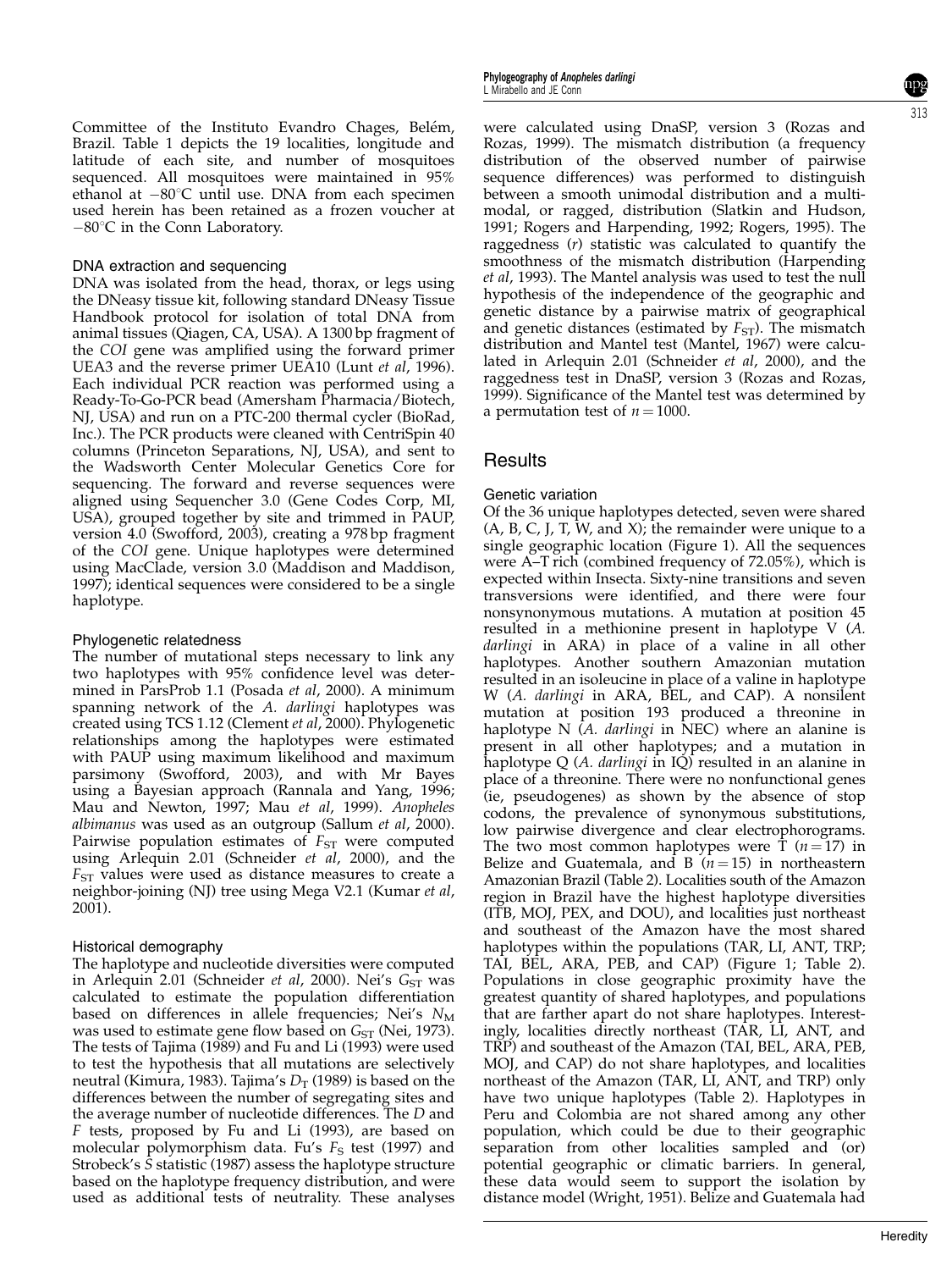Committee of the Instituto Evandro Chages, Belém, Brazil. Table 1 depicts the 19 localities, longitude and latitude of each site, and number of mosquitoes sequenced. All mosquitoes were maintained in 95% ethanol at $-80^{\circ}$C until use. DNA from each specimen used herein has been retained as a frozen voucher at $-80^{\circ}$C in the Conn Laboratory.

### DNA extraction and sequencing

DNA was isolated from the head, thorax, or legs using the DNeasy tissue kit, following standard DNeasy Tissue Handbook protocol for isolation of total DNA from animal tissues (Qiagen, CA, USA). A 1300 bp fragment of the *COI* gene was amplified using the forward primer UEA3 and the reverse primer UEA10 (Lunt *et al*, 1996). Each individual PCR reaction was performed using a Ready-To-Go-PCR bead (Amersham Pharmacia/Biotech, NJ, USA) and run on a PTC-200 thermal cycler (BioRad, Inc.). The PCR products were cleaned with CentriSpin 40 columns (Princeton Separations, NJ, USA), and sent to the Wadsworth Center Molecular Genetics Core for sequencing. The forward and reverse sequences were aligned using Sequencher 3.0 (Gene Codes Corp, MI, USA), grouped together by site and trimmed in PAUP, version 4.0 (Swofford, 2003), creating a 978 bp fragment of the *COI* gene. Unique haplotypes were determined using MacClade, version 3.0 (Maddison and Maddison, 1997); identical sequences were considered to be a single haplotype.

### Phylogenetic relatedness

The number of mutational steps necessary to link any two haplotypes with 95% confidence level was determined in ParsProb 1.1 (Posada *et al*, 2000). A minimum spanning network of the *A. darlingi* haplotypes was created using TCS 1.12 (Clement *et al*, 2000). Phylogenetic relationships among the haplotypes were estimated with PAUP using maximum likelihood and maximum parsimony (Swofford, 2003), and with Mr Bayes using a Bayesian approach (Rannala and Yang, 1996; Mau and Newton, 1997; Mau *et al*, 1999). *Anopheles albimanus* was used as an outgroup (Sallum *et al*, 2000). Pairwise population estimates of $F_{ST}$ were computed using Arlequin 2.01 (Schneider *et al*, 2000), and the $F_{ST}$ values were used as distance measures to create a neighbor-joining (NJ) tree using Mega V2.1 (Kumar *et al*, 2001).

### Historical demography

The haplotype and nucleotide diversities were computed in Arlequin 2.01 (Schneider *et al*, 2000). Nei's $G_{ST}$ was calculated to estimate the population differentiation based on differences in allele frequencies; Nei's $N_M$ was used to estimate gene flow based on $G_{ST}$ (Nei, 1973). The tests of Tajima (1989) and Fu and Li (1993) were used to test the hypothesis that all mutations are selectively neutral (Kimura, 1983). Tajima's $D_T$ (1989) is based on the differences between the number of segregating sites and the average number of nucleotide differences. The *D* and *F* tests, proposed by Fu and Li (1993), are based on molecular polymorphism data. Fu's $F_S$ test (1997) and Strobeck's *S* statistic (1987) assess the haplotype structure based on the haplotype frequency distribution, and were used as additional tests of neutrality. These analyses were calculated using DnaSP, version 3 (Rozas and Rozas, 1999). The mismatch distribution (a frequency distribution of the observed number of pairwise sequence differences) was performed to distinguish between a smooth unimodal distribution and a multimodal, or ragged, distribution (Slatkin and Hudson, 1991; Rogers and Harpending, 1992; Rogers, 1995). The raggedness (*r*) statistic was calculated to quantify the smoothness of the mismatch distribution (Harpending *et al*, 1993). The Mantel analysis was used to test the null hypothesis of the independence of the geographic and genetic distance by a pairwise matrix of geographical and genetic distances (estimated by $F_{ST}$). The mismatch distribution and Mantel test (Mantel, 1967) were calculated in Arlequin 2.01 (Schneider *et al*, 2000), and the raggedness test in DnaSP, version 3 (Rozas and Rozas, 1999). Significance of the Mantel test was determined by a permutation test of $n = 1000$.

## Results

### Genetic variation

Of the 36 unique haplotypes detected, seven were shared (A, B, C, J, T, W, and X); the remainder were unique to a single geographic location (Figure 1). All the sequences were A–T rich (combined frequency of 72.05%), which is expected within Insecta. Sixty-nine transitions and seven transversions were identified, and there were four nonsynonymous mutations. A mutation at position 45 resulted in a methionine present in haplotype V (*A. darlingi* in ARA) in place of a valine in all other haplotypes. Another southern Amazonian mutation resulted in an isoleucine in place of a valine in haplotype W (*A. darlingi* in ARA, BEL, and CAP). A nonsilent mutation at position 193 produced a threonine in haplotype N (*A. darlingi* in NEC) where an alanine is present in all other haplotypes; and a mutation in haplotype Q (*A. darlingi* in IQ) resulted in an alanine in place of a threonine. There were no nonfunctional genes (ie, pseudogenes) as shown by the absence of stop codons, the prevalence of synonymous substitutions, low pairwise divergence and clear electrophorograms. The two most common haplotypes were T ($n = 17$) in Belize and Guatemala, and B ($n = 15$) in northeastern Amazonian Brazil (Table 2). Localities south of the Amazon region in Brazil have the highest haplotype diversities (ITB, MOJ, PEX, and DOU), and localities just northeast and southeast of the Amazon have the most shared haplotypes within the populations (TAR, LI, ANT, TRP; TAI, BEL, ARA, PEB, and CAP) (Figure 1; Table 2). Populations in close geographic proximity have the greatest quantity of shared haplotypes, and populations that are farther apart do not share haplotypes. Interestingly, localities directly northeast (TAR, LI, ANT, and TRP) and southeast of the Amazon (TAI, BEL, ARA, PEB, MOJ, and CAP) do not share haplotypes, and localities northeast of the Amazon (TAR, LI, ANT, and TRP) only have two unique haplotypes (Table 2). Haplotypes in Peru and Colombia are not shared among any other population, which could be due to their geographic separation from other localities sampled and (or) potential geographic or climatic barriers. In general, these data would seem to support the isolation by distance model (Wright, 1951). Belize and Guatemala had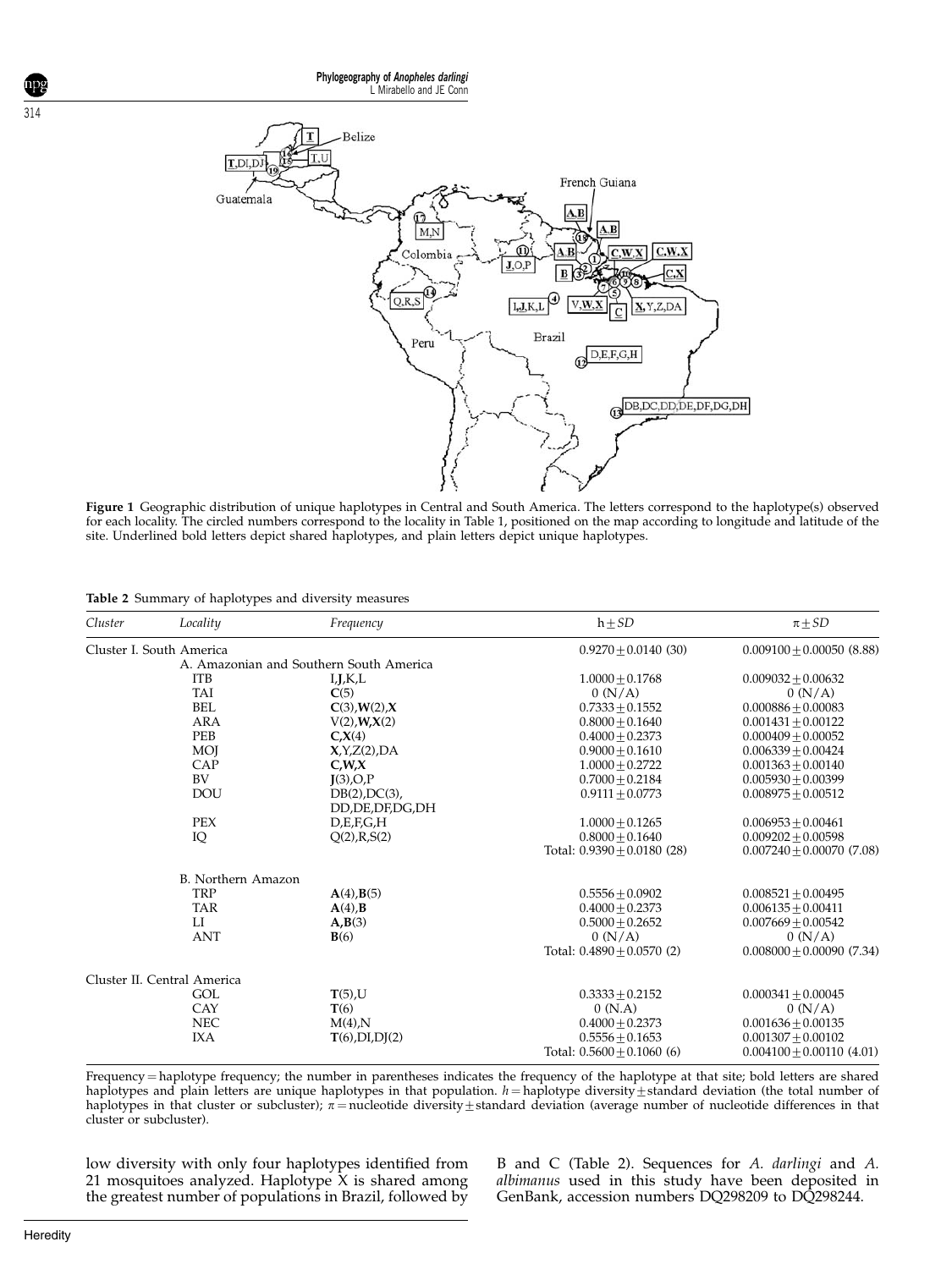**Figure 1** Geographic distribution of unique haplotypes in Central and South America. The letters correspond to the haplotype(s) observed for each locality. The circled numbers correspond to the locality in Table 1, positioned on the map according to longitude and latitude of the site. Underlined bold letters depict shared haplotypes, and plain letters depict unique haplotypes.

**Table 2** Summary of haplotypes and diversity measures

| Cluster | Locality | Frequency | h ± SD | π ± SD |
|---|---|---|---|---|
| Cluster I. South America | | | 0.9270 ± 0.0140 (30) | 0.009100 ± 0.00050 (8.88) |
| | A. Amazonian and Southern South America | | | |
| | ITB | I,**J**,K,L | 1.0000 ± 0.1768 | 0.009032 ± 0.00632 |
| | TAI | **C**(5) | 0 (N/A) | 0 (N/A) |
| | BEL | **C**(3),**W**(2),**X** | 0.7333 ± 0.1552 | 0.000886 ± 0.00083 |
| | ARA | V(2),**W**,**X**(2) | 0.8000 ± 0.1640 | 0.001431 ± 0.00122 |
| | PEB | **C**,**X**(4) | 0.4000 ± 0.2373 | 0.000409 ± 0.00052 |
| | MOJ | **X**,Y,Z(2),DA | 0.9000 ± 0.1610 | 0.006339 ± 0.00424 |
| | CAP | **C**,**W**,**X** | 1.0000 ± 0.2722 | 0.001363 ± 0.00140 |
| | BV | **J**(3),O,P | 0.7000 ± 0.2184 | 0.005930 ± 0.00399 |
| | DOU | DB(2),DC(3), DD,DE,DF,DG,DH | 0.9111 ± 0.0773 | 0.008975 ± 0.00512 |
| | PEX | D,E,F,G,H | 1.0000 ± 0.1265 | 0.006953 ± 0.00461 |
| | IQ | Q(2),R,S(2) | 0.8000 ± 0.1640 | 0.009202 ± 0.00598 |
| | | | Total: 0.9390 ± 0.0180 (28) | 0.007240 ± 0.00070 (7.08) |
| | B. Northern Amazon | | | |
| | TRP | **A**(4),**B**(5) | 0.5556 ± 0.0902 | 0.008521 ± 0.00495 |
| | TAR | **A**(4),**B** | 0.4000 ± 0.2373 | 0.006135 ± 0.00411 |
| | LI | **A**,**B**(3) | 0.5000 ± 0.2652 | 0.007669 ± 0.00542 |
| | ANT | **B**(6) | 0 (N/A) | 0 (N/A) |
| | | | Total: 0.4890 ± 0.0570 (2) | 0.008000 ± 0.00090 (7.34) |
| Cluster II. Central America | | | | |
| | GOL | **T**(5),U | 0.3333 ± 0.2152 | 0.000341 ± 0.00045 |
| | CAY | **T**(6) | 0 (N.A) | 0 (N/A) |
| | NEC | M(4),N | 0.4000 ± 0.2373 | 0.001636 ± 0.00135 |
| | IXA | **T**(6),DI,DJ(2) | 0.5556 ± 0.1653 | 0.001307 ± 0.00102 |
| | | | Total: 0.5600 ± 0.1060 (6) | 0.004100 ± 0.00110 (4.01) |

Frequency = haplotype frequency; the number in parentheses indicates the frequency of the haplotype at that site; bold letters are shared haplotypes and plain letters are unique haplotypes in that population. $h$ = haplotype diversity ± standard deviation (the total number of haplotypes in that cluster or subcluster); $\pi$ = nucleotide diversity ± standard deviation (average number of nucleotide differences in that cluster or subcluster).

low diversity with only four haplotypes identified from 21 mosquitoes analyzed. Haplotype X is shared among the greatest number of populations in Brazil, followed by B and C (Table 2). Sequences for *A. darlingi* and *A. albimanus* used in this study have been deposited in GenBank, accession numbers DQ298209 to DQ298244.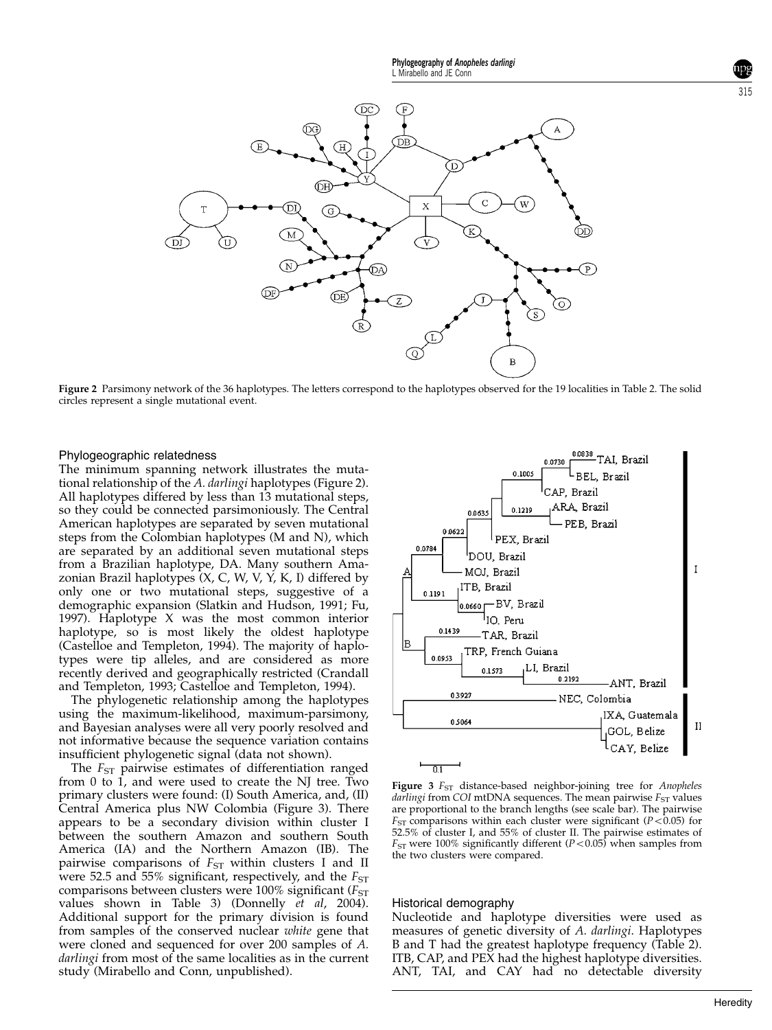**Figure 2** Parsimony network of the 36 haplotypes. The letters correspond to the haplotypes observed for the 19 localities in Table 2. The solid circles represent a single mutational event.

### Phylogeographic relatedness

The minimum spanning network illustrates the mutational relationship of the *A. darlingi* haplotypes (Figure 2). All haplotypes differed by less than 13 mutational steps, so they could be connected parsimoniously. The Central American haplotypes are separated by seven mutational steps from the Colombian haplotypes (M and N), which are separated by an additional seven mutational steps from a Brazilian haplotype, DA. Many southern Amazonian Brazil haplotypes (X, C, W, V, Y, K, I) differed by only one or two mutational steps, suggestive of a demographic expansion (Slatkin and Hudson, 1991; Fu, 1997). Haplotype X was the most common interior haplotype, so is most likely the oldest haplotype (Castelloe and Templeton, 1994). The majority of haplotypes were tip alleles, and are considered as more recently derived and geographically restricted (Crandall and Templeton, 1993; Castelloe and Templeton, 1994).

The phylogenetic relationship among the haplotypes using the maximum-likelihood, maximum-parsimony, and Bayesian analyses were all very poorly resolved and not informative because the sequence variation contains insufficient phylogenetic signal (data not shown).

The $F_{ST}$ pairwise estimates of differentiation ranged from 0 to 1, and were used to create the NJ tree. Two primary clusters were found: (I) South America, and, (II) Central America plus NW Colombia (Figure 3). There appears to be a secondary division within cluster I between the southern Amazon and southern South America (IA) and the Northern Amazon (IB). The pairwise comparisons of $F_{ST}$ within clusters I and II were 52.5 and 55% significant, respectively, and the $F_{ST}$ comparisons between clusters were 100% significant ($F_{ST}$ values shown in Table 3) (Donnelly *et al*, 2004). Additional support for the primary division is found from samples of the conserved nuclear *white* gene that were cloned and sequenced for over 200 samples of *A. darlingi* from most of the same localities as in the current study (Mirabello and Conn, unpublished).

**Figure 3** $F_{ST}$ distance-based neighbor-joining tree for *Anopheles darlingi* from *COI* mtDNA sequences. The mean pairwise $F_{ST}$ values are proportional to the branch lengths (see scale bar). The pairwise $F_{ST}$ comparisons within each cluster were significant ($P<0.05$) for 52.5% of cluster I, and 55% of cluster II. The pairwise estimates of $F_{ST}$ were 100% significantly different ($P<0.05$) when samples from the two clusters were compared.

### Historical demography

Nucleotide and haplotype diversities were used as measures of genetic diversity of *A. darlingi*. Haplotypes B and T had the greatest haplotype frequency (Table 2). ITB, CAP, and PEX had the highest haplotype diversities. ANT, TAI, and CAY had no detectable diversity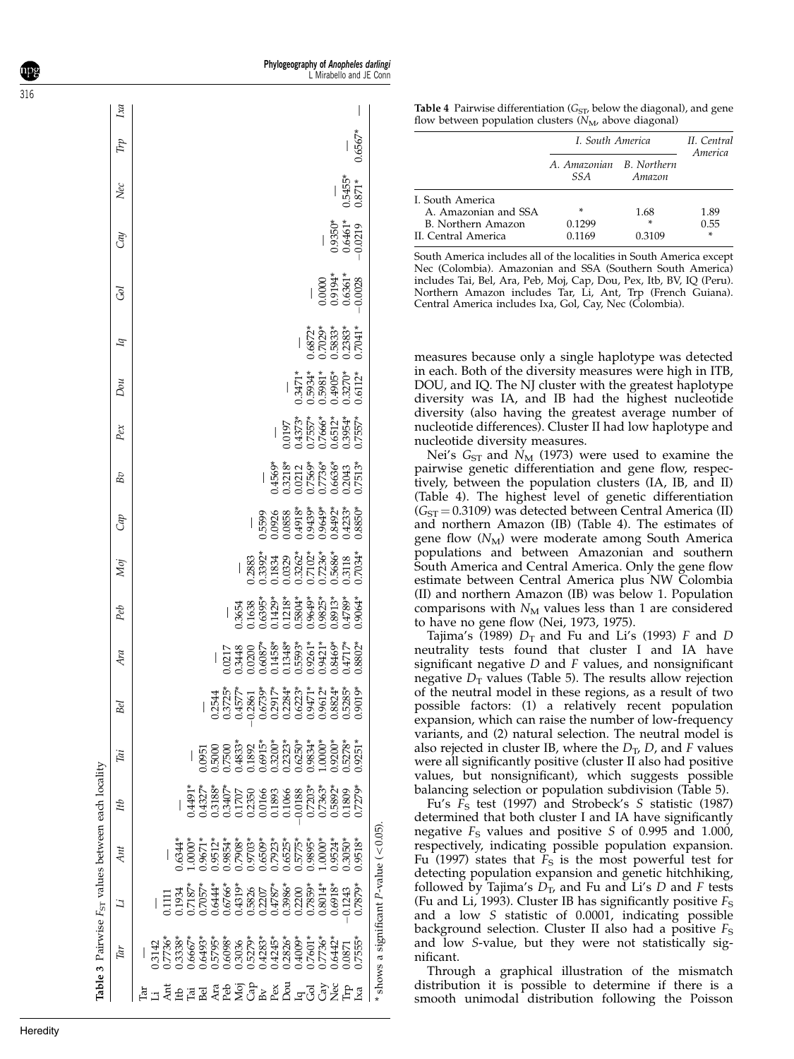**Table 3** Pairwise $F_{ST}$ values between each locality

| | Tar | Li | Ant | Itb | Tai | Bel | Ara | Peb | Moj | Cap | Bv | Pex | Dou | Iq | Gol | Cay | Nec | Trp | Ixa |
|---|---|---|---|---|---|---|---|---|---|---|---|---|---|---|---|---|---|---|---|
| Tar | — | | | | | | | | | | | | | | | | | | |
| Li | 0.3142 | — | | | | | | | | | | | | | | | | | |
| Ant | 0.7736* | 0.1111 | — | | | | | | | | | | | | | | | | |
| Itb | 0.3338* | 0.1934 | 0.6344* | — | | | | | | | | | | | | | | | |
| Tai | 0.6667* | 0.7187* | 1.0000* | 0.4491* | — | | | | | | | | | | | | | | |
| Bel | 0.6493* | 0.7057* | 0.9671* | 0.4327* | 0.0951 | — | | | | | | | | | | | | | |
| Ara | 0.5795* | 0.6444* | 0.9512* | 0.3188* | 0.5000 | 0.2544 | — | | | | | | | | | | | | |
| Peb | 0.6098* | 0.6766* | 0.9854* | 0.3407* | 0.7500 | 0.3725* | 0.0217 | — | | | | | | | | | | | |
| Moj | 0.3036 | 0.4319* | 0.7908* | 0.1707 | 0.4833* | 0.4577* | 0.3448 | 0.3654 | — | | | | | | | | | | |
| Cap | 0.5279* | 0.5826 | 0.9703* | 0.2350 | 0.1892 | −0.2861 | 0.0200 | 0.1638 | 0.2883 | — | | | | | | | | | |
| Bv | 0.4283* | 0.2207 | 0.6509* | 0.0166 | 0.6915* | 0.6739* | 0.6087* | 0.6395* | 0.3392* | 0.5599 | — | | | | | | | | |
| Pex | 0.4245* | 0.4787* | 0.7923* | 0.1893 | 0.3200* | 0.2917* | 0.1458* | 0.1429* | 0.1834 | 0.0926 | 0.4569* | — | | | | | | | |
| Dou | 0.2826* | 0.3986* | 0.6525* | 0.1066 | 0.2323* | 0.2284* | 0.1348* | 0.1218* | 0.0329 | 0.0858 | 0.3218* | 0.0197 | — | | | | | | |
| Iq | 0.4009* | 0.2200 | 0.5775* | −0.0188 | 0.6250* | 0.6223* | 0.5593* | 0.5804* | 0.3262* | 0.4918* | 0.0212 | 0.4373* | 0.3471* | — | | | | | |
| Gol | 0.7601* | 0.7859* | 0.9895* | 0.7203* | 0.9834* | 0.9471* | 0.9261* | 0.9649* | 0.7102* | 0.9439* | 0.7569* | 0.7557* | 0.5934* | 0.6872* | — | | | | |
| Cay | 0.7736* | 0.8014* | 1.0000* | 0.7363* | 1.0000* | 0.9612* | 0.9421* | 0.9825* | 0.7236* | 0.9649* | 0.7736* | 0.7666* | 0.5981* | 0.7029* | 0.0000 | — | | | |
| Nec | 0.6442* | 0.6918* | 0.9524* | 0.5892* | 0.9200* | 0.8824* | 0.8469* | 0.8913* | 0.5686* | 0.8492* | 0.6636* | 0.6512* | 0.4905* | 0.5833* | 0.9194* | 0.9350* | — | | |
| Trp | 0.0871 | −0.1243 | 0.3050* | 0.1809 | 0.5278* | 0.5285* | 0.4717* | 0.4789* | 0.3118 | 0.4233* | 0.2043 | 0.3954* | 0.3270* | 0.2383* | 0.6361* | 0.6461* | 0.5455* | — | |
| Ixa | 0.7555* | 0.7879* | 0.9518* | 0.7279* | 0.9251* | 0.9019* | 0.8802* | 0.9064* | 0.7034* | 0.8850* | 0.7513* | 0.7557* | 0.6112* | 0.7041* | −0.0028 | −0.0219 | 0.871* | 0.6567* | — |

* shows a significant P-value (<0.05).

**Table 4** Pairwise differentiation ($G_{ST}$, below the diagonal), and gene flow between population clusters ($N_M$, above diagonal)

| | I. South America | | II. Central America |
|---|---|---|---|
| | A. Amazonian SSA | B. Northern Amazon | |
| I. South America | | | |
| A. Amazonian and SSA | * | 1.68 | 1.89 |
| B. Northern Amazon | 0.1299 | * | 0.55 |
| II. Central America | 0.1169 | 0.3109 | * |

South America includes all of the localities in South America except Nec (Colombia). Amazonian and SSA (Southern South America) includes Tai, Bel, Ara, Peb, Moj, Cap, Dou, Pex, Itb, BV, IQ (Peru). Northern Amazon includes Tar, Li, Ant, Trp (French Guiana). Central America includes Ixa, Gol, Cay, Nec (Colombia).

measures because only a single haplotype was detected in each. Both of the diversity measures were high in ITB, DOU, and IQ. The NJ cluster with the greatest haplotype diversity was IA, and IB had the highest nucleotide diversity (also having the greatest average number of nucleotide differences). Cluster II had low haplotype and nucleotide diversity measures.

Nei's $G_{ST}$ and $N_M$ (1973) were used to examine the pairwise genetic differentiation and gene flow, respectively, between the population clusters (IA, IB, and II) (Table 4). The highest level of genetic differentiation ($G_{ST}=0.3109$) was detected between Central America (II) and northern Amazon (IB) (Table 4). The estimates of gene flow ($N_M$) were moderate among South America populations and between Amazonian and southern South America and Central America. Only the gene flow estimate between Central America plus NW Colombia (II) and northern Amazon (IB) was below 1. Population comparisons with $N_M$ values less than 1 are considered to have no gene flow (Nei, 1973, 1975).

Tajima's (1989) $D_T$ and Fu and Li's (1993) $F$ and $D$ neutrality tests found that cluster I and IA have significant negative $D$ and $F$ values, and nonsignificant negative $D_T$ values (Table 5). The results allow rejection of the neutral model in these regions, as a result of two possible factors: (1) a relatively recent population expansion, which can raise the number of low-frequency variants, and (2) natural selection. The neutral model is also rejected in cluster IB, where the $D_T$, $D$, and $F$ values were all significantly positive (cluster II also had positive values, but nonsignificant), which suggests possible balancing selection or population subdivision (Table 5).

Fu's $F_S$ test (1997) and Strobeck's $S$ statistic (1987) determined that both cluster I and IA have significantly negative $F_S$ values and positive $S$ of 0.995 and 1.000, respectively, indicating possible population expansion. Fu (1997) states that $F_S$ is the most powerful test for detecting population expansion and genetic hitchhiking, followed by Tajima's $D_T$, and Fu and Li's $D$ and $F$ tests (Fu and Li, 1993). Cluster IB has significantly positive $F_S$ and a low $S$ statistic of 0.0001, indicating possible background selection. Cluster II also had a positive $F_S$ and low $S$-value, but they were not statistically significant.

Through a graphical illustration of the mismatch distribution it is possible to determine if there is a smooth unimodal distribution following the Poisson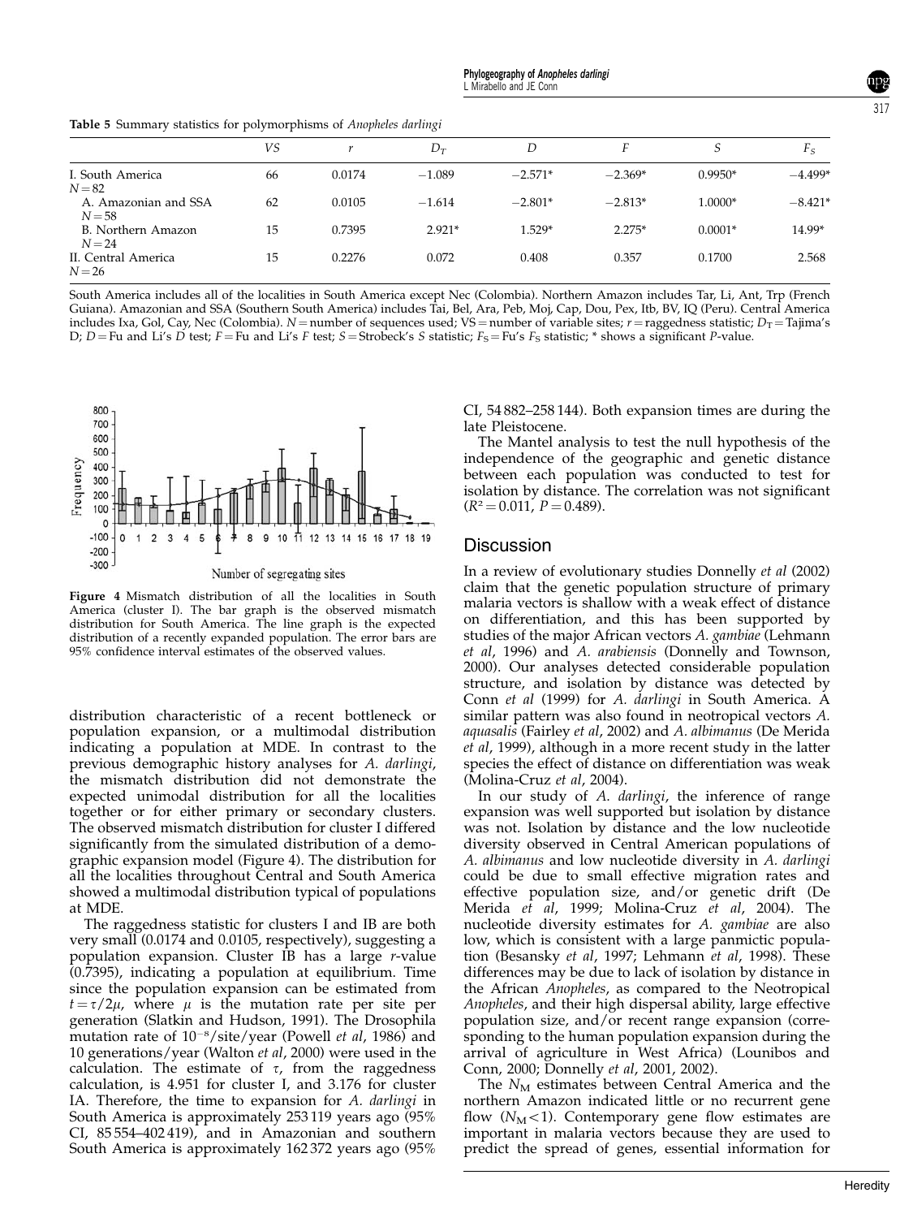**Table 5** Summary statistics for polymorphisms of *Anopheles darlingi*

| | *VS* | *r* | $D_T$ | *D* | *F* | *S* | $F_S$ |
|---|---|---|---|---|---|---|---|
| I. South America $N=82$ | 66 | 0.0174 | −1.089 | −2.571* | −2.369* | 0.9950* | −4.499* |
| A. Amazonian and SSA $N=58$ | 62 | 0.0105 | −1.614 | −2.801* | −2.813* | 1.0000* | −8.421* |
| B. Northern Amazon $N=24$ | 15 | 0.7395 | 2.921* | 1.529* | 2.275* | 0.0001* | 14.99* |
| II. Central America $N=26$ | 15 | 0.2276 | 0.072 | 0.408 | 0.357 | 0.1700 | 2.568 |

South America includes all of the localities in South America except Nec (Colombia). Northern Amazon includes Tar, Li, Ant, Trp (French Guiana). Amazonian and SSA (Southern South America) includes Tai, Bel, Ara, Peb, Moj, Cap, Dou, Pex, Itb, BV, IQ (Peru). Central America includes Ixa, Gol, Cay, Nec (Colombia). $N$ = number of sequences used; VS = number of variable sites; $r$ = raggedness statistic; $D_T$ = Tajima's D; $D$ = Fu and Li's $D$ test; $F$ = Fu and Li's $F$ test; $S$ = Strobeck's $S$ statistic; $F_S$ = Fu's $F_S$ statistic; * shows a significant $P$-value.

**Figure 4** Mismatch distribution of all the localities in South America (cluster I). The bar graph is the observed mismatch distribution for South America. The line graph is the expected distribution of a recently expanded population. The error bars are 95% confidence interval estimates of the observed values.

distribution characteristic of a recent bottleneck or population expansion, or a multimodal distribution indicating a population at MDE. In contrast to the previous demographic history analyses for *A. darlingi*, the mismatch distribution did not demonstrate the expected unimodal distribution for all the localities together or for either primary or secondary clusters. The observed mismatch distribution for cluster I differed significantly from the simulated distribution of a demographic expansion model (Figure 4). The distribution for all the localities throughout Central and South America showed a multimodal distribution typical of populations at MDE.

The raggedness statistic for clusters I and IB are both very small (0.0174 and 0.0105, respectively), suggesting a population expansion. Cluster IB has a large $r$-value (0.7395), indicating a population at equilibrium. Time since the population expansion can be estimated from $t=\tau/2\mu$, where $\mu$ is the mutation rate per site per generation (Slatkin and Hudson, 1991). The Drosophila mutation rate of $10^{-8}$/site/year (Powell *et al*, 1986) and 10 generations/year (Walton *et al*, 2000) were used in the calculation. The estimate of $\tau$, from the raggedness calculation, is 4.951 for cluster I, and 3.176 for cluster IA. Therefore, the time to expansion for *A. darlingi* in South America is approximately 253 119 years ago (95% CI, 85 554–402 419), and in Amazonian and southern South America is approximately 162 372 years ago (95% CI, 54 882–258 144). Both expansion times are during the late Pleistocene.

The Mantel analysis to test the null hypothesis of the independence of the geographic and genetic distance between each population was conducted to test for isolation by distance. The correlation was not significant ($R^2=0.011$, $P=0.489$).

## Discussion

In a review of evolutionary studies Donnelly *et al* (2002) claim that the genetic population structure of primary malaria vectors is shallow with a weak effect of distance on differentiation, and this has been supported by studies of the major African vectors *A. gambiae* (Lehmann *et al*, 1996) and *A. arabiensis* (Donnelly and Townson, 2000). Our analyses detected considerable population structure, and isolation by distance was detected by Conn *et al* (1999) for *A. darlingi* in South America. A similar pattern was also found in neotropical vectors *A. aquasalis* (Fairley *et al*, 2002) and *A. albimanus* (De Merida *et al*, 1999), although in a more recent study in the latter species the effect of distance on differentiation was weak (Molina-Cruz *et al*, 2004).

In our study of *A. darlingi*, the inference of range expansion was well supported but isolation by distance was not. Isolation by distance and the low nucleotide diversity observed in Central American populations of *A. albimanus* and low nucleotide diversity in *A. darlingi* could be due to small effective migration rates and effective population size, and/or genetic drift (De Merida *et al*, 1999; Molina-Cruz *et al*, 2004). The nucleotide diversity estimates for *A. gambiae* are also low, which is consistent with a large panmictic population (Besansky *et al*, 1997; Lehmann *et al*, 1998). These differences may be due to lack of isolation by distance in the African *Anopheles*, as compared to the Neotropical *Anopheles*, and their high dispersal ability, large effective population size, and/or recent range expansion (corresponding to the human population expansion during the arrival of agriculture in West Africa) (Lounibos and Conn, 2000; Donnelly *et al*, 2001, 2002).

The $N_M$ estimates between Central America and the northern Amazon indicated little or no recurrent gene flow ($N_M<1$). Contemporary gene flow estimates are important in malaria vectors because they are used to predict the spread of genes, essential information for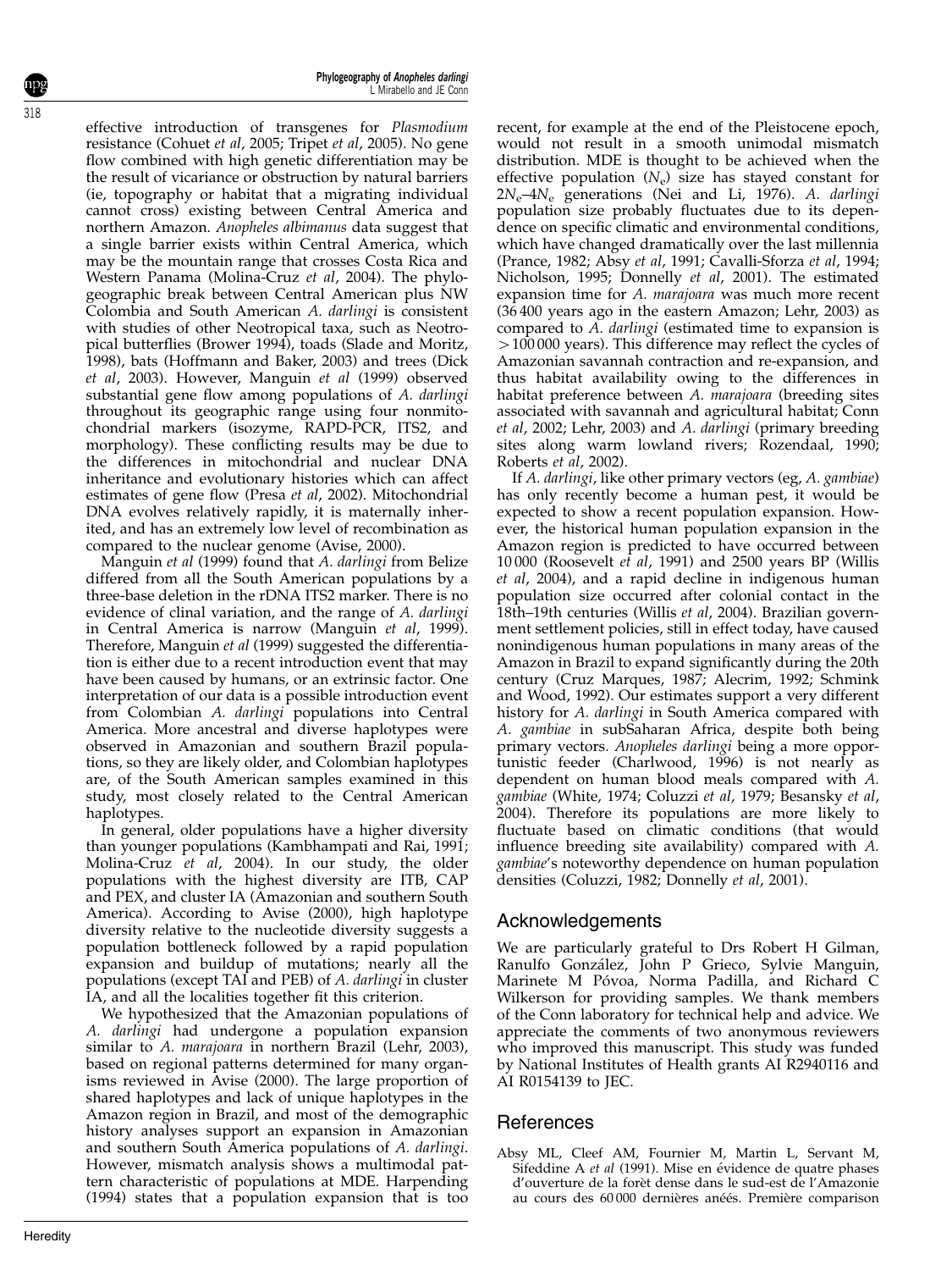effective introduction of transgenes for *Plasmodium* resistance (Cohuet *et al*, 2005; Tripet *et al*, 2005). No gene flow combined with high genetic differentiation may be the result of vicariance or obstruction by natural barriers (ie, topography or habitat that a migrating individual cannot cross) existing between Central America and northern Amazon. *Anopheles albimanus* data suggest that a single barrier exists within Central America, which may be the mountain range that crosses Costa Rica and Western Panama (Molina-Cruz *et al*, 2004). The phylogeographic break between Central American plus NW Colombia and South American *A. darlingi* is consistent with studies of other Neotropical taxa, such as Neotropical butterflies (Brower 1994), toads (Slade and Moritz, 1998), bats (Hoffmann and Baker, 2003) and trees (Dick *et al*, 2003). However, Manguin *et al* (1999) observed substantial gene flow among populations of *A. darlingi* throughout its geographic range using four nonmitochondrial markers (isozyme, RAPD-PCR, ITS2, and morphology). These conflicting results may be due to the differences in mitochondrial and nuclear DNA inheritance and evolutionary histories which can affect estimates of gene flow (Presa *et al*, 2002). Mitochondrial DNA evolves relatively rapidly, it is maternally inherited, and has an extremely low level of recombination as compared to the nuclear genome (Avise, 2000).

Manguin *et al* (1999) found that *A. darlingi* from Belize differed from all the South American populations by a three-base deletion in the rDNA ITS2 marker. There is no evidence of clinal variation, and the range of *A. darlingi* in Central America is narrow (Manguin *et al*, 1999). Therefore, Manguin *et al* (1999) suggested the differentiation is either due to a recent introduction event that may have been caused by humans, or an extrinsic factor. One interpretation of our data is a possible introduction event from Colombian *A. darlingi* populations into Central America. More ancestral and diverse haplotypes were observed in Amazonian and southern Brazil populations, so they are likely older, and Colombian haplotypes are, of the South American samples examined in this study, most closely related to the Central American haplotypes.

In general, older populations have a higher diversity than younger populations (Kambhampati and Rai, 1991; Molina-Cruz *et al*, 2004). In our study, the older populations with the highest diversity are ITB, CAP and PEX, and cluster IA (Amazonian and southern South America). According to Avise (2000), high haplotype diversity relative to the nucleotide diversity suggests a population bottleneck followed by a rapid population expansion and buildup of mutations; nearly all the populations (except TAI and PEB) of *A. darlingi* in cluster IA, and all the localities together fit this criterion.

We hypothesized that the Amazonian populations of *A. darlingi* had undergone a population expansion similar to *A. marajoara* in northern Brazil (Lehr, 2003), based on regional patterns determined for many organisms reviewed in Avise (2000). The large proportion of shared haplotypes and lack of unique haplotypes in the Amazon region in Brazil, and most of the demographic history analyses support an expansion in Amazonian and southern South America populations of *A. darlingi*. However, mismatch analysis shows a multimodal pattern characteristic of populations at MDE. Harpending (1994) states that a population expansion that is too recent, for example at the end of the Pleistocene epoch, would not result in a smooth unimodal mismatch distribution. MDE is thought to be achieved when the effective population ($N_e$) size has stayed constant for $2N_e$–$4N_e$ generations (Nei and Li, 1976). *A. darlingi* population size probably fluctuates due to its dependence on specific climatic and environmental conditions, which have changed dramatically over the last millennia (Prance, 1982; Absy *et al*, 1991; Cavalli-Sforza *et al*, 1994; Nicholson, 1995; Donnelly *et al*, 2001). The estimated expansion time for *A. marajoara* was much more recent (36 400 years ago in the eastern Amazon; Lehr, 2003) as compared to *A. darlingi* (estimated time to expansion is >100 000 years). This difference may reflect the cycles of Amazonian savannah contraction and re-expansion, and thus habitat availability owing to the differences in habitat preference between *A. marajoara* (breeding sites associated with savannah and agricultural habitat; Conn *et al*, 2002; Lehr, 2003) and *A. darlingi* (primary breeding sites along warm lowland rivers; Rozendaal, 1990; Roberts *et al*, 2002).

If *A. darlingi*, like other primary vectors (eg, *A. gambiae*) has only recently become a human pest, it would be expected to show a recent population expansion. However, the historical human population expansion in the Amazon region is predicted to have occurred between 10 000 (Roosevelt *et al*, 1991) and 2500 years BP (Willis *et al*, 2004), and a rapid decline in indigenous human population size occurred after colonial contact in the 18th–19th centuries (Willis *et al*, 2004). Brazilian government settlement policies, still in effect today, have caused nonindigenous human populations in many areas of the Amazon in Brazil to expand significantly during the 20th century (Cruz Marques, 1987; Alecrim, 1992; Schmink and Wood, 1992). Our estimates support a very different history for *A. darlingi* in South America compared with *A. gambiae* in subSaharan Africa, despite both being primary vectors. *Anopheles darlingi* being a more opportunistic feeder (Charlwood, 1996) is not nearly as dependent on human blood meals compared with *A. gambiae* (White, 1974; Coluzzi *et al*, 1979; Besansky *et al*, 2004). Therefore its populations are more likely to fluctuate based on climatic conditions (that would influence breeding site availability) compared with *A. gambiae*'s noteworthy dependence on human population densities (Coluzzi, 1982; Donnelly *et al*, 2001).

## Acknowledgements

We are particularly grateful to Drs Robert H Gilman, Ranulfo González, John P Grieco, Sylvie Manguin, Marinete M Póvoa, Norma Padilla, and Richard C Wilkerson for providing samples. We thank members of the Conn laboratory for technical help and advice. We appreciate the comments of two anonymous reviewers who improved this manuscript. This study was funded by National Institutes of Health grants AI R2940116 and AI R0154139 to JEC.

## References

Absy ML, Cleef AM, Fournier M, Martin L, Servant M, Sifeddine A *et al* (1991). Mise en évidence de quatre phases d'ouverture de la forèt dense dans le sud-est de l'Amazonie au cours des 60 000 dernières anéés. Première comparison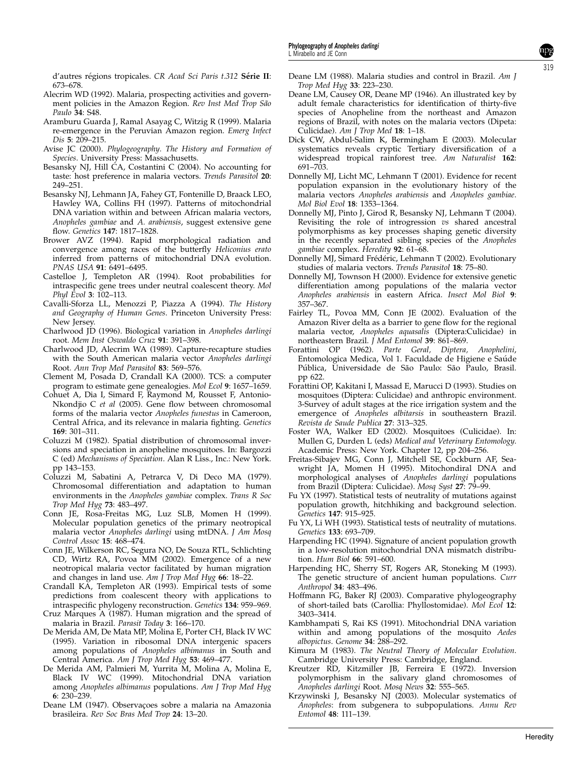d'autres régions tropicales. *CR Acad Sci Paris t.312* **Série II**: 673–678.

Alecrim WD (1992). Malaria, prospecting activities and government policies in the Amazon Region. *Rev Inst Med Trop São Paulo* **34**: S48.

Aramburu Guarda J, Ramal Asayag C, Witzig R (1999). Malaria re-emergence in the Peruvian Amazon region. *Emerg Infect Dis* **5**: 209–215.

Avise JC (2000). *Phylogeography. The History and Formation of Species*. University Press: Massachusetts.

Besansky NJ, Hill CA, Costantini C (2004). No accounting for taste: host preference in malaria vectors. *Trends Parasitol* **20**: 249–251.

Besansky NJ, Lehmann JA, Fahey GT, Fontenille D, Braack LEO, Hawley WA, Collins FH (1997). Patterns of mitochondrial DNA variation within and between African malaria vectors, *Anopheles gambiae* and *A. arabiensis*, suggest extensive gene flow. *Genetics* **147**: 1817–1828.

Brower AVZ (1994). Rapid morphological radiation and convergence among races of the butterfly *Heliconius erato* inferred from patterns of mitochondrial DNA evolution. *PNAS USA* **91**: 6491–6495.

Castelloe J, Templeton AR (1994). Root probabilities for intraspecific gene trees under neutral coalescent theory. *Mol Phyl Evol* **3**: 102–113.

Cavalli-Sforza LL, Menozzi P, Piazza A (1994). *The History and Geography of Human Genes*. Princeton University Press: New Jersey.

Charlwood JD (1996). Biological variation in *Anopheles darlingi* root. *Mem Inst Oswaldo Cruz* **91**: 391–398.

Charlwood JD, Alecrim WA (1989). Capture-recapture studies with the South American malaria vector *Anopheles darlingi* Root. *Ann Trop Med Parasitol* **83**: 569–576.

Clement M, Posada D, Crandall KA (2000). TCS: a computer program to estimate gene genealogies. *Mol Ecol* **9**: 1657–1659.

Cohuet A, Dia I, Simard F, Raymond M, Rousset F, Antonio-Nkondjio C *et al* (2005). Gene flow between chromosomal forms of the malaria vector *Anopheles funestus* in Cameroon, Central Africa, and its relevance in malaria fighting. *Genetics* **169**: 301–311.

Coluzzi M (1982). Spatial distribution of chromosomal inversions and speciation in anopheline mosquitoes. In: Bargozzi C (ed) *Mechanisms of Speciation*. Alan R Liss., Inc.: New York. pp 143–153.

Coluzzi M, Sabatini A, Petrarca V, Di Deco MA (1979). Chromosomal differentiation and adaptation to human environments in the *Anopheles gambiae* complex. *Trans R Soc Trop Med Hyg* **73**: 483–497.

Conn JE, Rosa-Freitas MG, Luz SLB, Momen H (1999). Molecular population genetics of the primary neotropical malaria vector *Anopheles darlingi* using mtDNA. *J Am Mosq Control Assoc* **15**: 468–474.

Conn JE, Wilkerson RC, Segura NO, De Souza RTL, Schlichting CD, Wirtz RA, Povoa MM (2002). Emergence of a new neotropical malaria vector facilitated by human migration and changes in land use. *Am J Trop Med Hyg* **66**: 18–22.

Crandall KA, Templeton AR (1993). Empirical tests of some predictions from coalescent theory with applications to intraspecific phylogeny reconstruction. *Genetics* **134**: 959–969.

Cruz Marques A (1987). Human migration and the spread of malaria in Brazil. *Parasit Today* **3**: 166–170.

De Merida AM, De Mata MP, Molina E, Porter CH, Black IV WC (1995). Variation in ribosomal DNA intergenic spacers among populations of *Anopheles albimanus* in South and Central America. *Am J Trop Med Hyg* **53**: 469–477.

De Merida AM, Palmieri M, Yurrita M, Molina A, Molina E, Black IV WC (1999). Mitochondrial DNA variation among *Anopheles albimanus* populations. *Am J Trop Med Hyg* **6**: 230–239.

Deane LM (1947). Observaçoes sobre a malaria na Amazonia brasileira. *Rev Soc Bras Med Trop* **24**: 13–20.

Deane LM (1988). Malaria studies and control in Brazil. *Am J Trop Med Hyg* **33**: 223–230.

Deane LM, Causey OR, Deane MP (1946). An illustrated key by adult female characteristics for identification of thirty-five species of Anopheline from the northeast and Amazon regions of Brazil, with notes on the malaria vectors (Dipeta: Culicidae). *Am J Trop Med* **18**: 1–18.

Dick CW, Abdul-Salim K, Bermingham E (2003). Molecular systematics reveals cryptic Tertiary diversification of a widespread tropical rainforest tree. *Am Naturalist* **162**: 691–703.

Donnelly MJ, Licht MC, Lehmann T (2001). Evidence for recent population expansion in the evolutionary history of the malaria vectors *Anopheles arabiensis* and *Anopheles gambiae*. *Mol Biol Evol* **18**: 1353–1364.

Donnelly MJ, Pinto J, Girod R, Besansky NJ, Lehmann T (2004). Revisiting the role of introgression *vs* shared ancestral polymorphisms as key processes shaping genetic diversity in the recently separated sibling species of the *Anopheles gambiae* complex. *Heredity* **92**: 61–68.

Donnelly MJ, Simard Frédéric, Lehmann T (2002). Evolutionary studies of malaria vectors. *Trends Parasitol* **18**: 75–80.

Donnelly MJ, Townson H (2000). Evidence for extensive genetic differentiation among populations of the malaria vector *Anopheles arabiensis* in eastern Africa. *Insect Mol Biol* **9**: 357–367.

Fairley TL, Povoa MM, Conn JE (2002). Evaluation of the Amazon River delta as a barrier to gene flow for the regional malaria vector, *Anopheles aquasalis* (Diptera:Culicidae) in northeastern Brazil. *J Med Entomol* **39**: 861–869.

Forattini OP (1962). *Parte Geral, Diptera, Anophelini*, Entomologica Medica, Vol 1. Faculdade de Higiene e Saúde Pública, Universidade de São Paulo: São Paulo, Brasil. pp 622.

Forattini OP, Kakitani I, Massad E, Marucci D (1993). Studies on mosquitoes (Diptera: Culicidae) and anthropic environment. 3-Survey of adult stages at the rice irrigation system and the emergence of *Anopheles albitarsis* in southeastern Brazil. *Revista de Saude Publica* **27**: 313–325.

Foster WA, Walker ED (2002). Mosquitoes (Culicidae). In: Mullen G, Durden L (eds) *Medical and Veterinary Entomology*. Academic Press: New York. Chapter 12, pp 204–256.

Freitas-Sibajev MG, Conn J, Mitchell SE, Cockburn AF, Seawright JA, Momen H (1995). Mitochondrial DNA and morphological analyses of *Anopheles darlingi* populations from Brazil (Diptera: Culicidae). *Mosq Syst* **27**: 79–99.

Fu YX (1997). Statistical tests of neutrality of mutations against population growth, hitchhiking and background selection. *Genetics* **147**: 915–925.

Fu YX, Li WH (1993). Statistical tests of neutrality of mutations. *Genetics* **133**: 693–709.

Harpending HC (1994). Signature of ancient population growth in a low-resolution mitochondrial DNA mismatch distribution. *Hum Biol* **66**: 591–600.

Harpending HC, Sherry ST, Rogers AR, Stoneking M (1993). The genetic structure of ancient human populations. *Curr Anthropol* **34**: 483–496.

Hoffmann FG, Baker RJ (2003). Comparative phylogeography of short-tailed bats (Carollia: Phyllostomidae). *Mol Ecol* **12**: 3403–3414.

Kambhampati S, Rai KS (1991). Mitochondrial DNA variation within and among populations of the mosquito *Aedes albopictus*. *Genome* **34**: 288–292.

Kimura M (1983). *The Neutral Theory of Molecular Evolution*. Cambridge University Press: Cambridge, England.

Kreutzer RD, Kitzmiller JB, Ferreira E (1972). Inversion polymorphism in the salivary gland chromosomes of *Anopheles darlingi* Root. *Mosq News* **32**: 555–565.

Krzywinski J, Besansky NJ (2003). Molecular systematics of *Anopheles*: from subgenera to subpopulations. *Annu Rev Entomol* **48**: 111–139.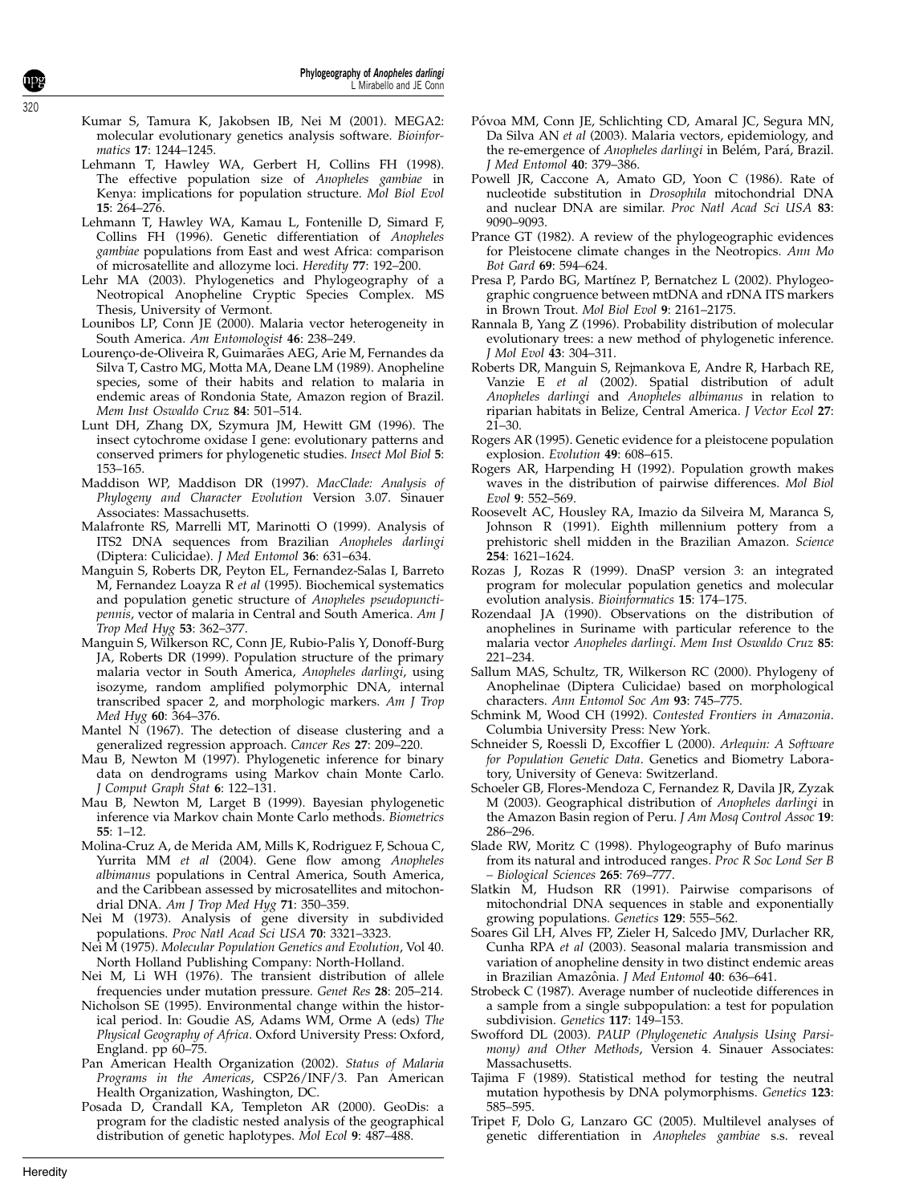Kumar S, Tamura K, Jakobsen IB, Nei M (2001). MEGA2: molecular evolutionary genetics analysis software. *Bioinformatics* **17**: 1244–1245.

Lehmann T, Hawley WA, Gerbert H, Collins FH (1998). The effective population size of *Anopheles gambiae* in Kenya: implications for population structure. *Mol Biol Evol* **15**: 264–276.

Lehmann T, Hawley WA, Kamau L, Fontenille D, Simard F, Collins FH (1996). Genetic differentiation of *Anopheles gambiae* populations from East and west Africa: comparison of microsatellite and allozyme loci. *Heredity* **77**: 192–200.

Lehr MA (2003). Phylogenetics and Phylogeography of a Neotropical Anopheline Cryptic Species Complex. MS Thesis, University of Vermont.

Lounibos LP, Conn JE (2000). Malaria vector heterogeneity in South America. *Am Entomologist* **46**: 238–249.

Lourenço-de-Oliveira R, Guimarães AEG, Arie M, Fernandes da Silva T, Castro MG, Motta MA, Deane LM (1989). Anopheline species, some of their habits and relation to malaria in endemic areas of Rondonia State, Amazon region of Brazil. *Mem Inst Oswaldo Cruz* **84**: 501–514.

Lunt DH, Zhang DX, Szymura JM, Hewitt GM (1996). The insect cytochrome oxidase I gene: evolutionary patterns and conserved primers for phylogenetic studies. *Insect Mol Biol* **5**: 153–165.

Maddison WP, Maddison DR (1997). *MacClade: Analysis of Phylogeny and Character Evolution* Version 3.07. Sinauer Associates: Massachusetts.

Malafronte RS, Marrelli MT, Marinotti O (1999). Analysis of ITS2 DNA sequences from Brazilian *Anopheles darlingi* (Diptera: Culicidae). *J Med Entomol* **36**: 631–634.

Manguin S, Roberts DR, Peyton EL, Fernandez-Salas I, Barreto M, Fernandez Loayza R *et al* (1995). Biochemical systematics and population genetic structure of *Anopheles pseudopunctipennis*, vector of malaria in Central and South America. *Am J Trop Med Hyg* **53**: 362–377.

Manguin S, Wilkerson RC, Conn JE, Rubio-Palis Y, Donoff-Burg JA, Roberts DR (1999). Population structure of the primary malaria vector in South America, *Anopheles darlingi*, using isozyme, random amplified polymorphic DNA, internal transcribed spacer 2, and morphologic markers. *Am J Trop Med Hyg* **60**: 364–376.

Mantel N (1967). The detection of disease clustering and a generalized regression approach. *Cancer Res* **27**: 209–220.

Mau B, Newton M (1997). Phylogenetic inference for binary data on dendrograms using Markov chain Monte Carlo. *J Comput Graph Stat* **6**: 122–131.

Mau B, Newton M, Larget B (1999). Bayesian phylogenetic inference via Markov chain Monte Carlo methods. *Biometrics* **55**: 1–12.

Molina-Cruz A, de Merida AM, Mills K, Rodriguez F, Schoua C, Yurrita MM *et al* (2004). Gene flow among *Anopheles albimanus* populations in Central America, South America, and the Caribbean assessed by microsatellites and mitochondrial DNA. *Am J Trop Med Hyg* **71**: 350–359.

Nei M (1973). Analysis of gene diversity in subdivided populations. *Proc Natl Acad Sci USA* **70**: 3321–3323.

Nei M (1975). *Molecular Population Genetics and Evolution*, Vol 40. North Holland Publishing Company: North-Holland.

Nei M, Li WH (1976). The transient distribution of allele frequencies under mutation pressure. *Genet Res* **28**: 205–214.

Nicholson SE (1995). Environmental change within the historical period. In: Goudie AS, Adams WM, Orme A (eds) *The Physical Geography of Africa*. Oxford University Press: Oxford, England. pp 60–75.

Pan American Health Organization (2002). *Status of Malaria Programs in the Americas*, CSP26/INF/3. Pan American Health Organization, Washington, DC.

Posada D, Crandall KA, Templeton AR (2000). GeoDis: a program for the cladistic nested analysis of the geographical distribution of genetic haplotypes. *Mol Ecol* **9**: 487–488.

Póvoa MM, Conn JE, Schlichting CD, Amaral JC, Segura MN, Da Silva AN *et al* (2003). Malaria vectors, epidemiology, and the re-emergence of *Anopheles darlingi* in Belém, Pará, Brazil. *J Med Entomol* **40**: 379–386.

Powell JR, Caccone A, Amato GD, Yoon C (1986). Rate of nucleotide substitution in *Drosophila* mitochondrial DNA and nuclear DNA are similar. *Proc Natl Acad Sci USA* **83**: 9090–9093.

Prance GT (1982). A review of the phylogeographic evidences for Pleistocene climate changes in the Neotropics. *Ann Mo Bot Gard* **69**: 594–624.

Presa P, Pardo BG, Martínez P, Bernatchez L (2002). Phylogeographic congruence between mtDNA and rDNA ITS markers in Brown Trout. *Mol Biol Evol* **9**: 2161–2175.

Rannala B, Yang Z (1996). Probability distribution of molecular evolutionary trees: a new method of phylogenetic inference. *J Mol Evol* **43**: 304–311.

Roberts DR, Manguin S, Rejmankova E, Andre R, Harbach RE, Vanzie E *et al* (2002). Spatial distribution of adult *Anopheles darlingi* and *Anopheles albimanus* in relation to riparian habitats in Belize, Central America. *J Vector Ecol* **27**: 21–30.

Rogers AR (1995). Genetic evidence for a pleistocene population explosion. *Evolution* **49**: 608–615.

Rogers AR, Harpending H (1992). Population growth makes waves in the distribution of pairwise differences. *Mol Biol Evol* **9**: 552–569.

Roosevelt AC, Housley RA, Imazio da Silveira M, Maranca S, Johnson R (1991). Eighth millennium pottery from a prehistoric shell midden in the Brazilian Amazon. *Science* **254**: 1621–1624.

Rozas J, Rozas R (1999). DnaSP version 3: an integrated program for molecular population genetics and molecular evolution analysis. *Bioinformatics* **15**: 174–175.

Rozendaal JA (1990). Observations on the distribution of anophelines in Suriname with particular reference to the malaria vector *Anopheles darlingi*. *Mem Inst Oswaldo Cruz* **85**: 221–234.

Sallum MAS, Schultz, TR, Wilkerson RC (2000). Phylogeny of Anophelinae (Diptera Culicidae) based on morphological characters. *Ann Entomol Soc Am* **93**: 745–775.

Schmink M, Wood CH (1992). *Contested Frontiers in Amazonia*. Columbia University Press: New York.

Schneider S, Roessli D, Excoffier L (2000). *Arlequin: A Software for Population Genetic Data*. Genetics and Biometry Laboratory, University of Geneva: Switzerland.

Schoeler GB, Flores-Mendoza C, Fernandez R, Davila JR, Zyzak M (2003). Geographical distribution of *Anopheles darlingi* in the Amazon Basin region of Peru. *J Am Mosq Control Assoc* **19**: 286–296.

Slade RW, Moritz C (1998). Phylogeography of Bufo marinus from its natural and introduced ranges. *Proc R Soc Lond Ser B – Biological Sciences* **265**: 769–777.

Slatkin M, Hudson RR (1991). Pairwise comparisons of mitochondrial DNA sequences in stable and exponentially growing populations. *Genetics* **129**: 555–562.

Soares Gil LH, Alves FP, Zieler H, Salcedo JMV, Durlacher RR, Cunha RPA *et al* (2003). Seasonal malaria transmission and variation of anopheline density in two distinct endemic areas in Brazilian Amazônia. *J Med Entomol* **40**: 636–641.

Strobeck C (1987). Average number of nucleotide differences in a sample from a single subpopulation: a test for population subdivision. *Genetics* **117**: 149–153.

Swofford DL (2003). *PAUP (Phylogenetic Analysis Using Parsimony) and Other Methods*, Version 4. Sinauer Associates: Massachusetts.

Tajima F (1989). Statistical method for testing the neutral mutation hypothesis by DNA polymorphisms. *Genetics* **123**: 585–595.

Tripet F, Dolo G, Lanzaro GC (2005). Multilevel analyses of genetic differentiation in *Anopheles gambiae* s.s. reveal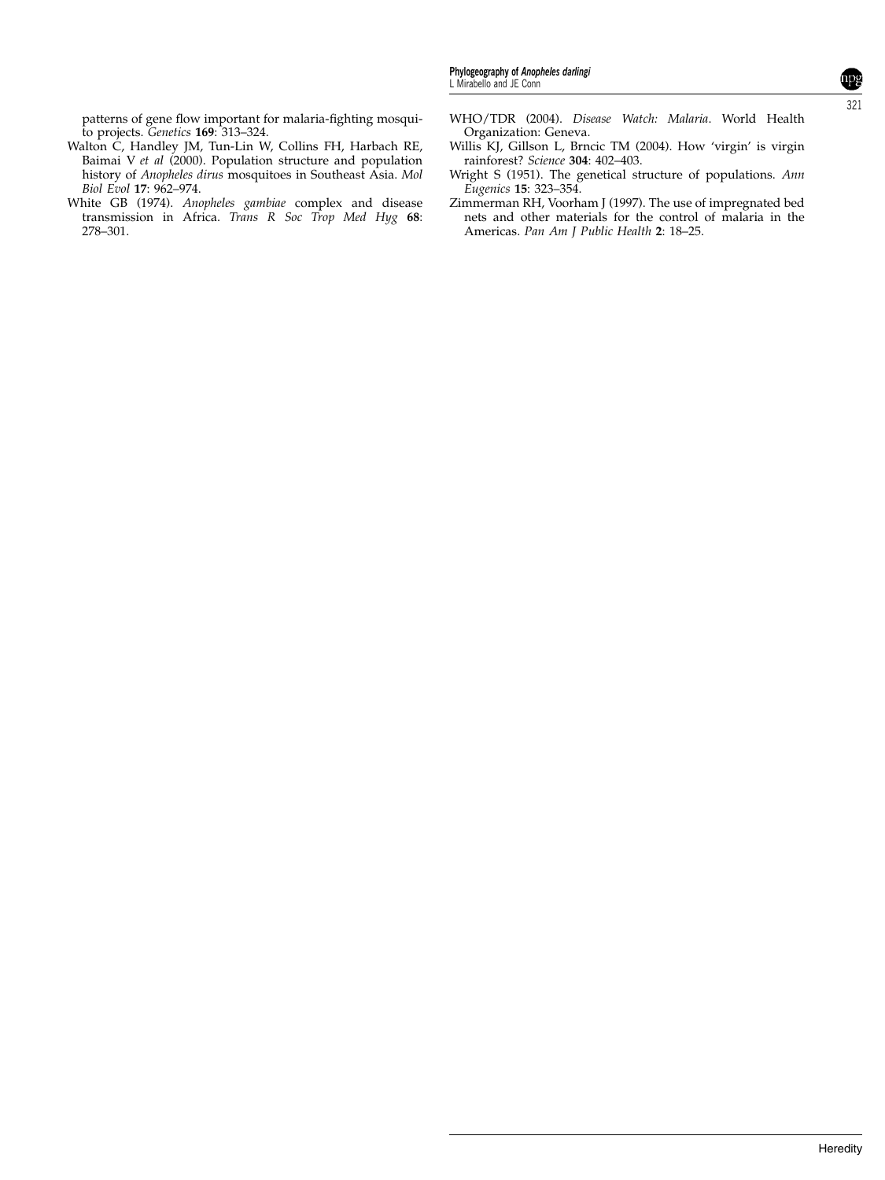patterns of gene flow important for malaria-fighting mosquito projects. *Genetics* **169**: 313–324.

Walton C, Handley JM, Tun-Lin W, Collins FH, Harbach RE, Baimai V *et al* (2000). Population structure and population history of *Anopheles dirus* mosquitoes in Southeast Asia. *Mol Biol Evol* **17**: 962–974.

White GB (1974). *Anopheles gambiae* complex and disease transmission in Africa. *Trans R Soc Trop Med Hyg* **68**: 278–301.

WHO/TDR (2004). *Disease Watch: Malaria*. World Health Organization: Geneva.

Willis KJ, Gillson L, Brncic TM (2004). How 'virgin' is virgin rainforest? *Science* **304**: 402–403.

Wright S (1951). The genetical structure of populations. *Ann Eugenics* **15**: 323–354.

Zimmerman RH, Voorham J (1997). The use of impregnated bed nets and other materials for the control of malaria in the Americas. *Pan Am J Public Health* **2**: 18–25.